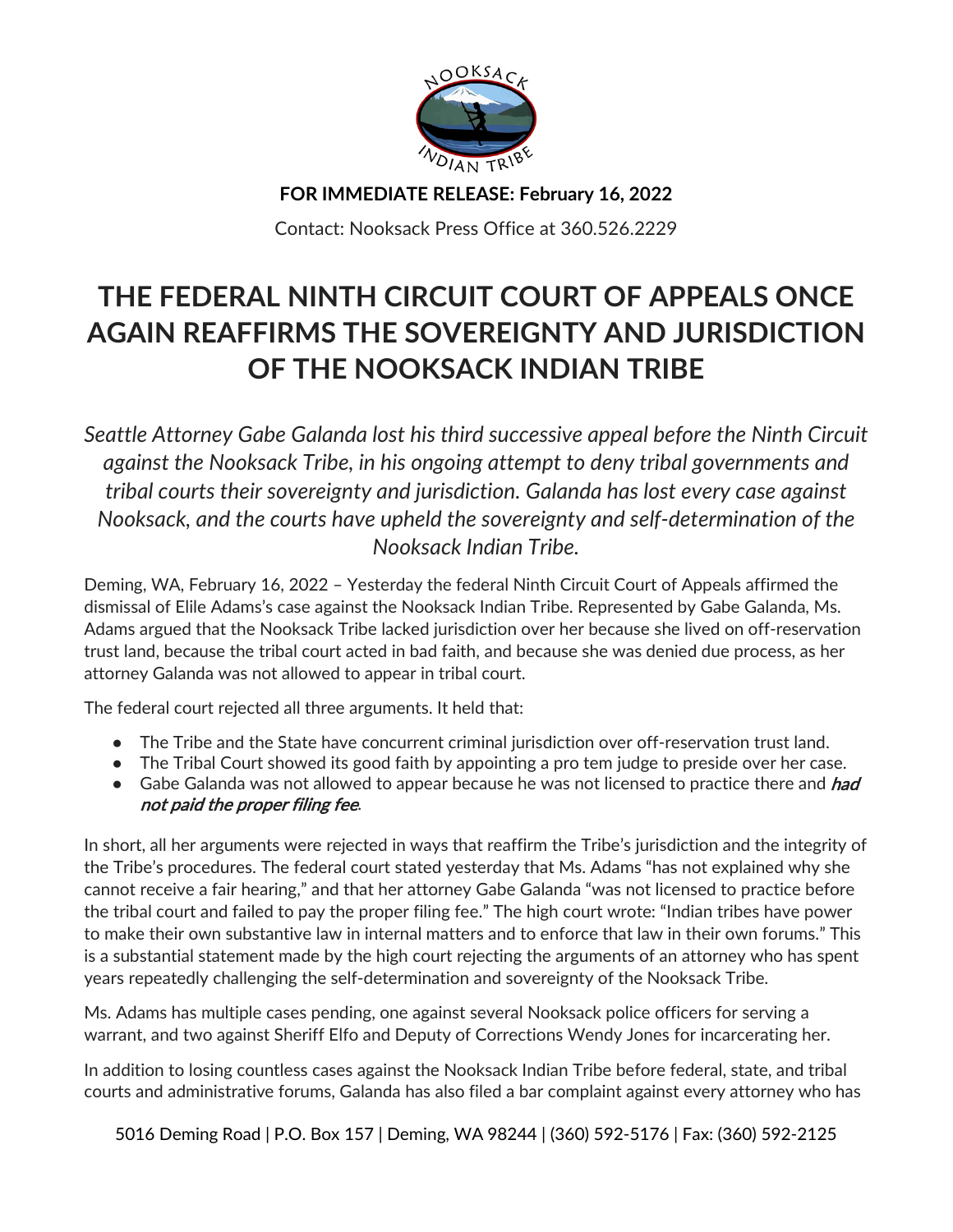**FOR IMMEDIATE RELEASE: February 16, 2022**

Contact: Nooksack Press Office at 360.526.2229

# THE FEDERAL NINTH CIRCUIT COURT OF APPEALS ONCE AGAIN REAFFIRMS THE SOVEREIGNTY AND JURISDICTION OF THE NOOKSACK INDIAN TRIBE

*Seattle Attorney Gabe Galanda lost his third successive appeal before the Ninth Circuit against the Nooksack Tribe, in his ongoing attempt to deny tribal governments and tribal courts their sovereignty and jurisdiction. Galanda has lost every case against Nooksack, and the courts have upheld the sovereignty and self-determination of the Nooksack Indian Tribe.*

Deming, WA, February 16, 2022 – Yesterday the federal Ninth Circuit Court of Appeals affirmed the dismissal of Elile Adams's case against the Nooksack Indian Tribe. Represented by Gabe Galanda, Ms. Adams argued that the Nooksack Tribe lacked jurisdiction over her because she lived on off-reservation trust land, because the tribal court acted in bad faith, and because she was denied due process, as her attorney Galanda was not allowed to appear in tribal court.

The federal court rejected all three arguments. It held that:

- The Tribe and the State have concurrent criminal jurisdiction over off-reservation trust land.
- The Tribal Court showed its good faith by appointing a pro tem judge to preside over her case.
- Gabe Galanda was not allowed to appear because he was not licensed to practice there and ***had not paid the proper filing fee***.

In short, all her arguments were rejected in ways that reaffirm the Tribe's jurisdiction and the integrity of the Tribe's procedures. The federal court stated yesterday that Ms. Adams "has not explained why she cannot receive a fair hearing," and that her attorney Gabe Galanda "was not licensed to practice before the tribal court and failed to pay the proper filing fee." The high court wrote: "Indian tribes have power to make their own substantive law in internal matters and to enforce that law in their own forums." This is a substantial statement made by the high court rejecting the arguments of an attorney who has spent years repeatedly challenging the self-determination and sovereignty of the Nooksack Tribe.

Ms. Adams has multiple cases pending, one against several Nooksack police officers for serving a warrant, and two against Sheriff Elfo and Deputy of Corrections Wendy Jones for incarcerating her.

In addition to losing countless cases against the Nooksack Indian Tribe before federal, state, and tribal courts and administrative forums, Galanda has also filed a bar complaint against every attorney who has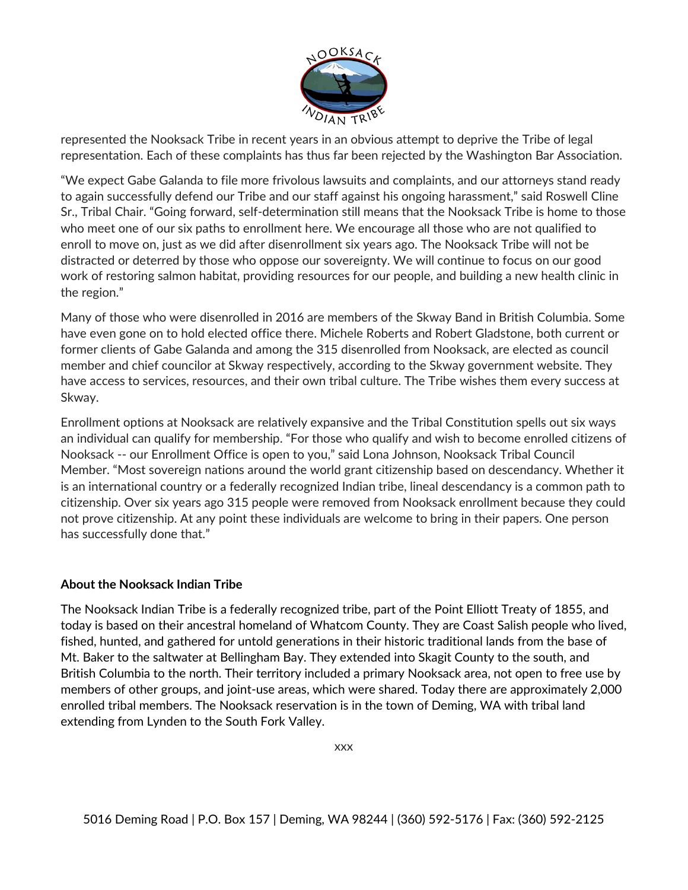represented the Nooksack Tribe in recent years in an obvious attempt to deprive the Tribe of legal representation. Each of these complaints has thus far been rejected by the Washington Bar Association.

"We expect Gabe Galanda to file more frivolous lawsuits and complaints, and our attorneys stand ready to again successfully defend our Tribe and our staff against his ongoing harassment," said Roswell Cline Sr., Tribal Chair. "Going forward, self-determination still means that the Nooksack Tribe is home to those who meet one of our six paths to enrollment here. We encourage all those who are not qualified to enroll to move on, just as we did after disenrollment six years ago. The Nooksack Tribe will not be distracted or deterred by those who oppose our sovereignty. We will continue to focus on our good work of restoring salmon habitat, providing resources for our people, and building a new health clinic in the region."

Many of those who were disenrolled in 2016 are members of the Skway Band in British Columbia. Some have even gone on to hold elected office there. Michele Roberts and Robert Gladstone, both current or former clients of Gabe Galanda and among the 315 disenrolled from Nooksack, are elected as council member and chief councilor at Skway respectively, according to the Skway government website. They have access to services, resources, and their own tribal culture. The Tribe wishes them every success at Skway.

Enrollment options at Nooksack are relatively expansive and the Tribal Constitution spells out six ways an individual can qualify for membership. "For those who qualify and wish to become enrolled citizens of Nooksack -- our Enrollment Office is open to you," said Lona Johnson, Nooksack Tribal Council Member. "Most sovereign nations around the world grant citizenship based on descendancy. Whether it is an international country or a federally recognized Indian tribe, lineal descendancy is a common path to citizenship. Over six years ago 315 people were removed from Nooksack enrollment because they could not prove citizenship. At any point these individuals are welcome to bring in their papers. One person has successfully done that."

**About the Nooksack Indian Tribe**

The Nooksack Indian Tribe is a federally recognized tribe, part of the Point Elliott Treaty of 1855, and today is based on their ancestral homeland of Whatcom County. They are Coast Salish people who lived, fished, hunted, and gathered for untold generations in their historic traditional lands from the base of Mt. Baker to the saltwater at Bellingham Bay. They extended into Skagit County to the south, and British Columbia to the north. Their territory included a primary Nooksack area, not open to free use by members of other groups, and joint-use areas, which were shared. Today there are approximately 2,000 enrolled tribal members. The Nooksack reservation is in the town of Deming, WA with tribal land extending from Lynden to the South Fork Valley.

xxx

5016 Deming Road | P.O. Box 157 | Deming, WA 98244 | (360) 592-5176 | Fax: (360) 592-2125